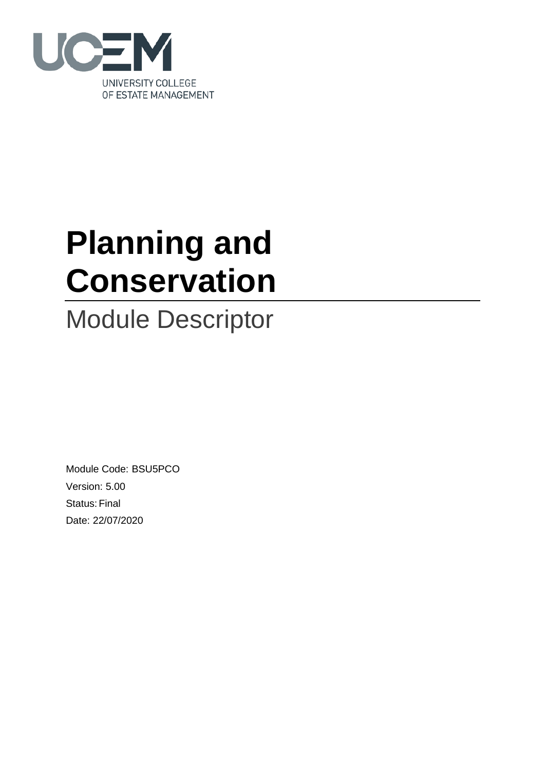UNIVERSITY COLLEGE OF ESTATE MANAGEMENT

# Planning and Conservation

## Module Descriptor

Module Code: BSU5PCO

Version: 5.00

Status: Final

Date: 22/07/2020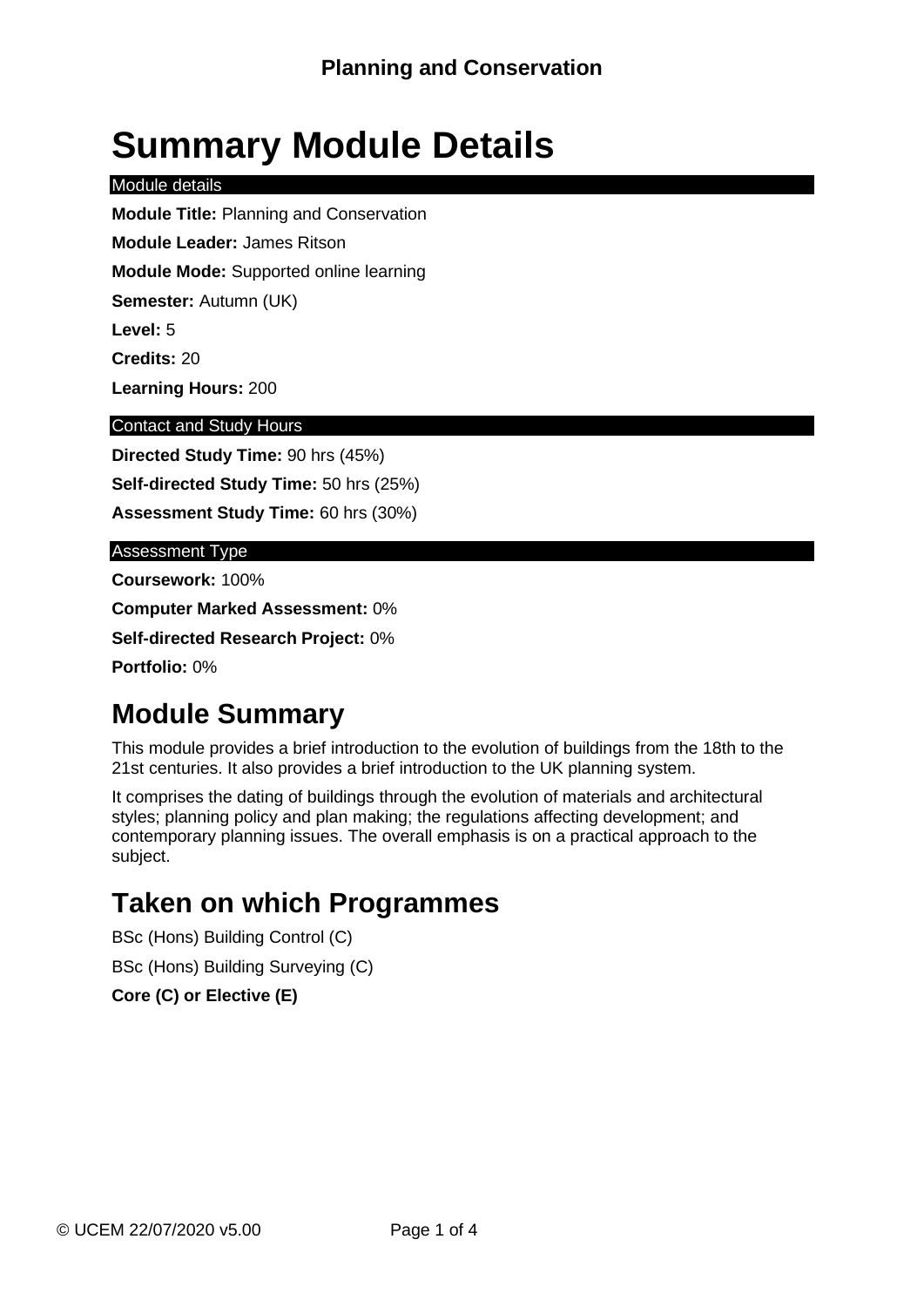# Summary Module Details

Module details

**Module Title:** Planning and Conservation

**Module Leader:** James Ritson

**Module Mode:** Supported online learning

**Semester:** Autumn (UK)

**Level:** 5

**Credits:** 20

**Learning Hours:** 200

Contact and Study Hours

**Directed Study Time:** 90 hrs (45%)

**Self-directed Study Time:** 50 hrs (25%)

**Assessment Study Time:** 60 hrs (30%)

Assessment Type

**Coursework:** 100%

**Computer Marked Assessment:** 0%

**Self-directed Research Project:** 0%

**Portfolio:** 0%

## Module Summary

This module provides a brief introduction to the evolution of buildings from the 18th to the 21st centuries. It also provides a brief introduction to the UK planning system.

It comprises the dating of buildings through the evolution of materials and architectural styles; planning policy and plan making; the regulations affecting development; and contemporary planning issues. The overall emphasis is on a practical approach to the subject.

## Taken on which Programmes

BSc (Hons) Building Control (C)

BSc (Hons) Building Surveying (C)

**Core (C) or Elective (E)**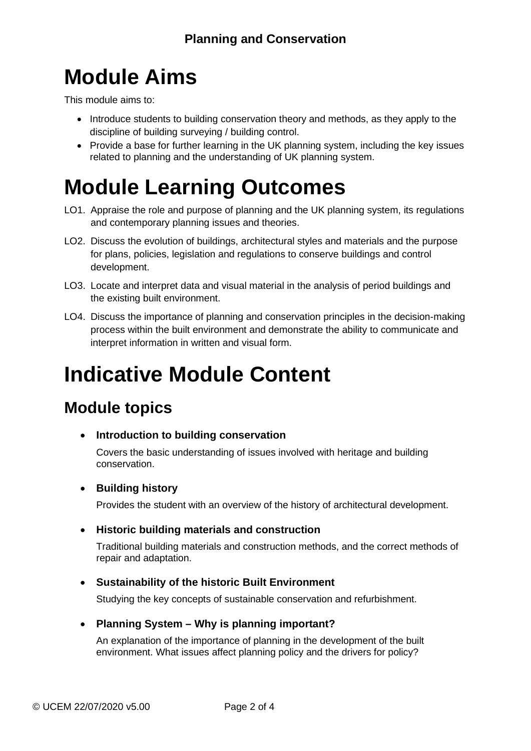# Module Aims

This module aims to:

- Introduce students to building conservation theory and methods, as they apply to the discipline of building surveying / building control.
- Provide a base for further learning in the UK planning system, including the key issues related to planning and the understanding of UK planning system.

# Module Learning Outcomes

LO1. Appraise the role and purpose of planning and the UK planning system, its regulations and contemporary planning issues and theories.

LO2. Discuss the evolution of buildings, architectural styles and materials and the purpose for plans, policies, legislation and regulations to conserve buildings and control development.

LO3. Locate and interpret data and visual material in the analysis of period buildings and the existing built environment.

LO4. Discuss the importance of planning and conservation principles in the decision-making process within the built environment and demonstrate the ability to communicate and interpret information in written and visual form.

# Indicative Module Content

## Module topics

- **Introduction to building conservation**

  Covers the basic understanding of issues involved with heritage and building conservation.

- **Building history**

  Provides the student with an overview of the history of architectural development.

- **Historic building materials and construction**

  Traditional building materials and construction methods, and the correct methods of repair and adaptation.

- **Sustainability of the historic Built Environment**

  Studying the key concepts of sustainable conservation and refurbishment.

- **Planning System – Why is planning important?**

  An explanation of the importance of planning in the development of the built environment. What issues affect planning policy and the drivers for policy?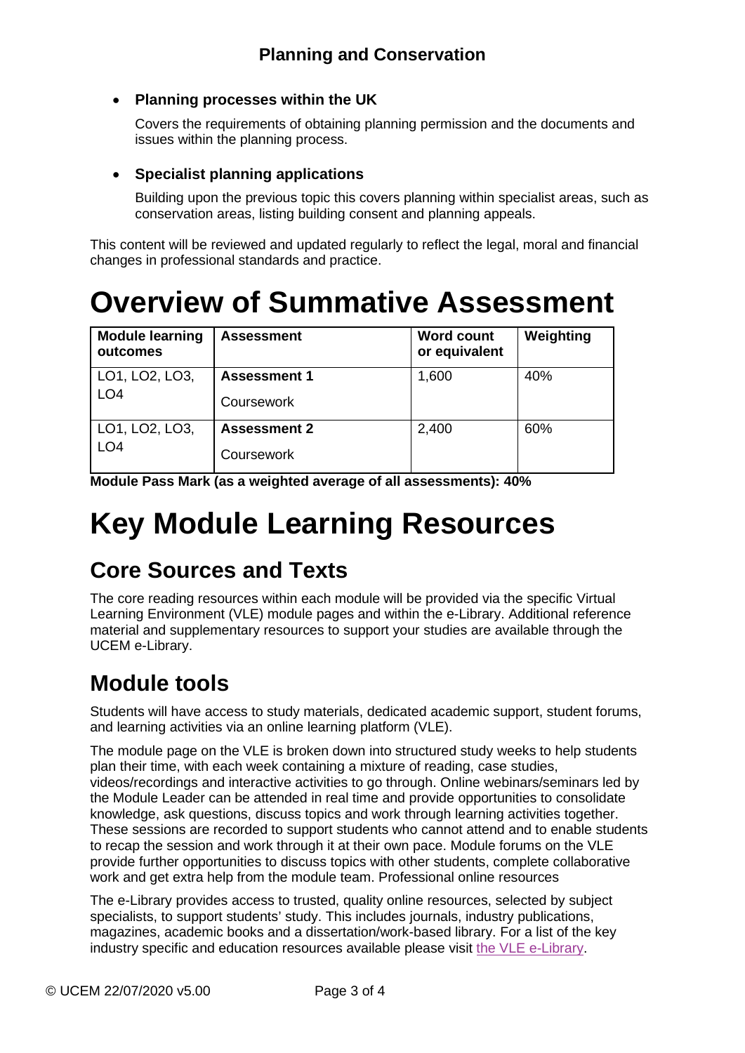## Planning and Conservation

- **Planning processes within the UK**

  Covers the requirements of obtaining planning permission and the documents and issues within the planning process.

- **Specialist planning applications**

  Building upon the previous topic this covers planning within specialist areas, such as conservation areas, listing building consent and planning appeals.

This content will be reviewed and updated regularly to reflect the legal, moral and financial changes in professional standards and practice.

# Overview of Summative Assessment

| Module learning outcomes | Assessment | Word count or equivalent | Weighting |
|---|---|---|---|
| LO1, LO2, LO3, LO4 | **Assessment 1**<br>Coursework | 1,600 | 40% |
| LO1, LO2, LO3, LO4 | **Assessment 2**<br>Coursework | 2,400 | 60% |

**Module Pass Mark (as a weighted average of all assessments): 40%**

# Key Module Learning Resources

## Core Sources and Texts

The core reading resources within each module will be provided via the specific Virtual Learning Environment (VLE) module pages and within the e-Library. Additional reference material and supplementary resources to support your studies are available through the UCEM e-Library.

## Module tools

Students will have access to study materials, dedicated academic support, student forums, and learning activities via an online learning platform (VLE).

The module page on the VLE is broken down into structured study weeks to help students plan their time, with each week containing a mixture of reading, case studies, videos/recordings and interactive activities to go through. Online webinars/seminars led by the Module Leader can be attended in real time and provide opportunities to consolidate knowledge, ask questions, discuss topics and work through learning activities together. These sessions are recorded to support students who cannot attend and to enable students to recap the session and work through it at their own pace. Module forums on the VLE provide further opportunities to discuss topics with other students, complete collaborative work and get extra help from the module team. Professional online resources

The e-Library provides access to trusted, quality online resources, selected by subject specialists, to support students' study. This includes journals, industry publications, magazines, academic books and a dissertation/work-based library. For a list of the key industry specific and education resources available please visit the VLE e-Library.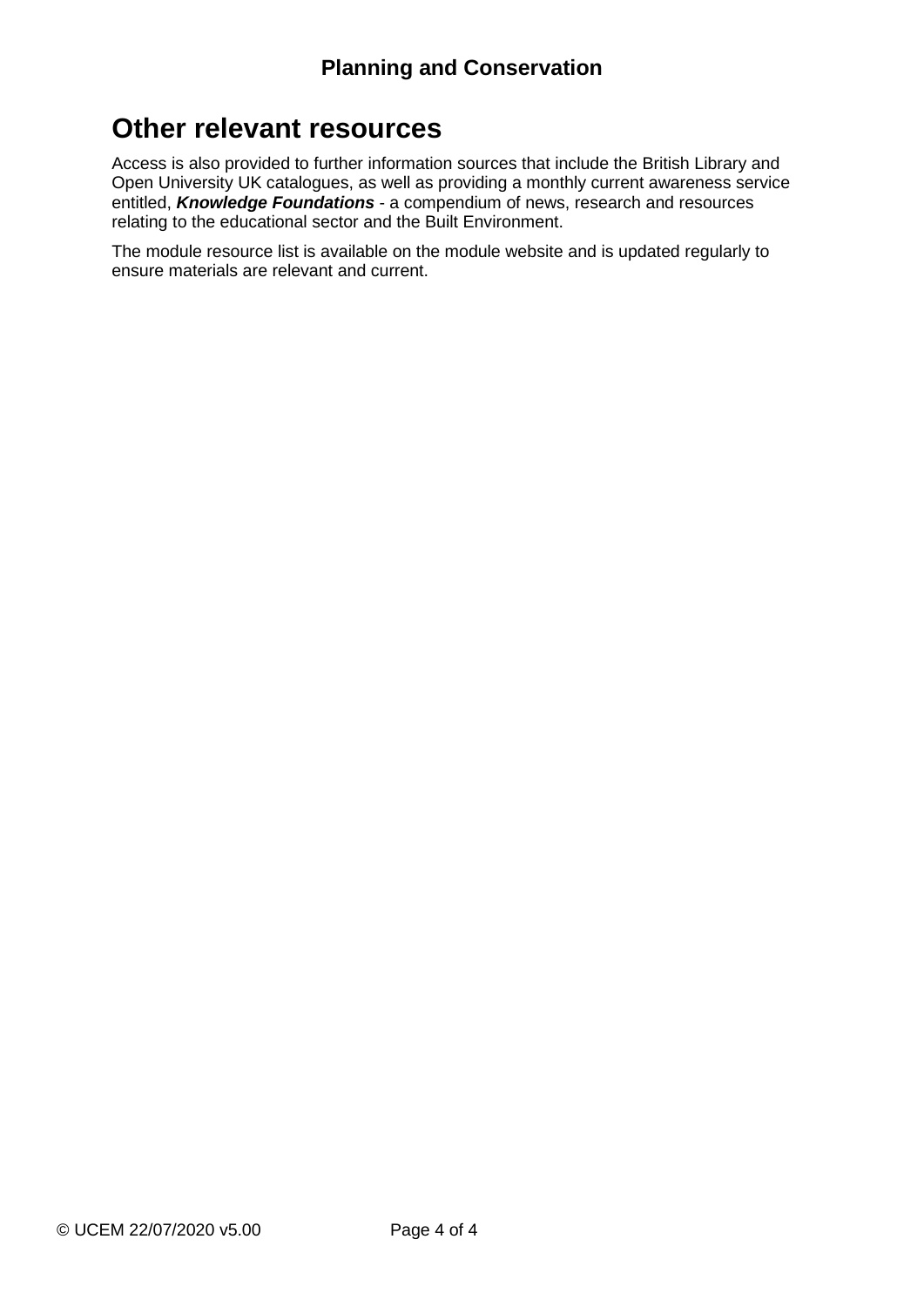## Other relevant resources

Access is also provided to further information sources that include the British Library and Open University UK catalogues, as well as providing a monthly current awareness service entitled, ***Knowledge Foundations*** - a compendium of news, research and resources relating to the educational sector and the Built Environment.

The module resource list is available on the module website and is updated regularly to ensure materials are relevant and current.